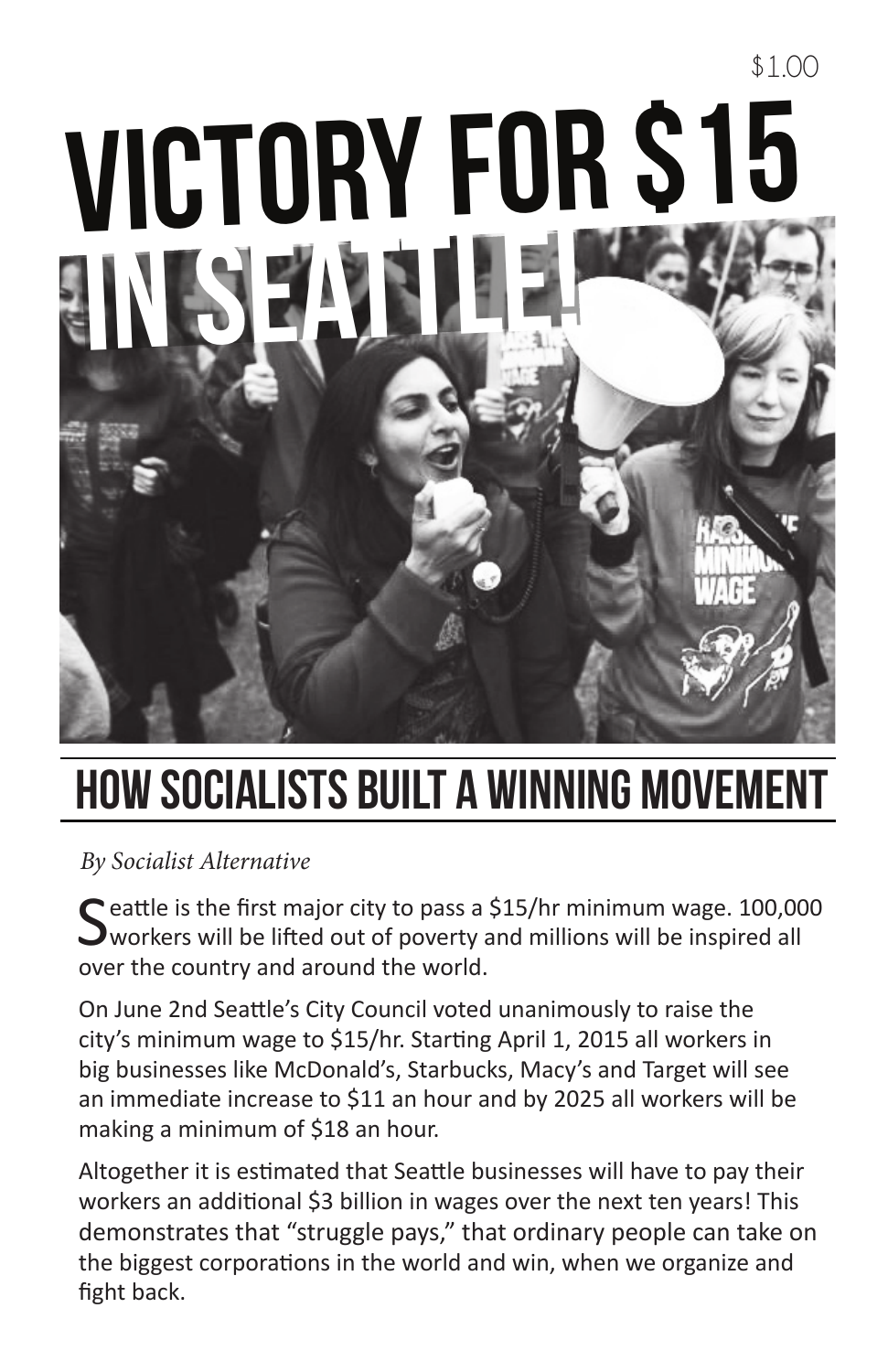$1.00

# VICTORY FOR $15 IN SEATTLE!

## HOW SOCIALISTS BUILT A WINNING MOVEMENT

*By Socialist Alternative*

Seattle is the first major city to pass a $15/hr minimum wage. 100,000 workers will be lifted out of poverty and millions will be inspired all over the country and around the world.

On June 2nd Seattle's City Council voted unanimously to raise the city's minimum wage to $15/hr. Starting April 1, 2015 all workers in big businesses like McDonald's, Starbucks, Macy's and Target will see an immediate increase to $11 an hour and by 2025 all workers will be making a minimum of $18 an hour.

Altogether it is estimated that Seattle businesses will have to pay their workers an additional $3 billion in wages over the next ten years! This demonstrates that "struggle pays," that ordinary people can take on the biggest corporations in the world and win, when we organize and fight back.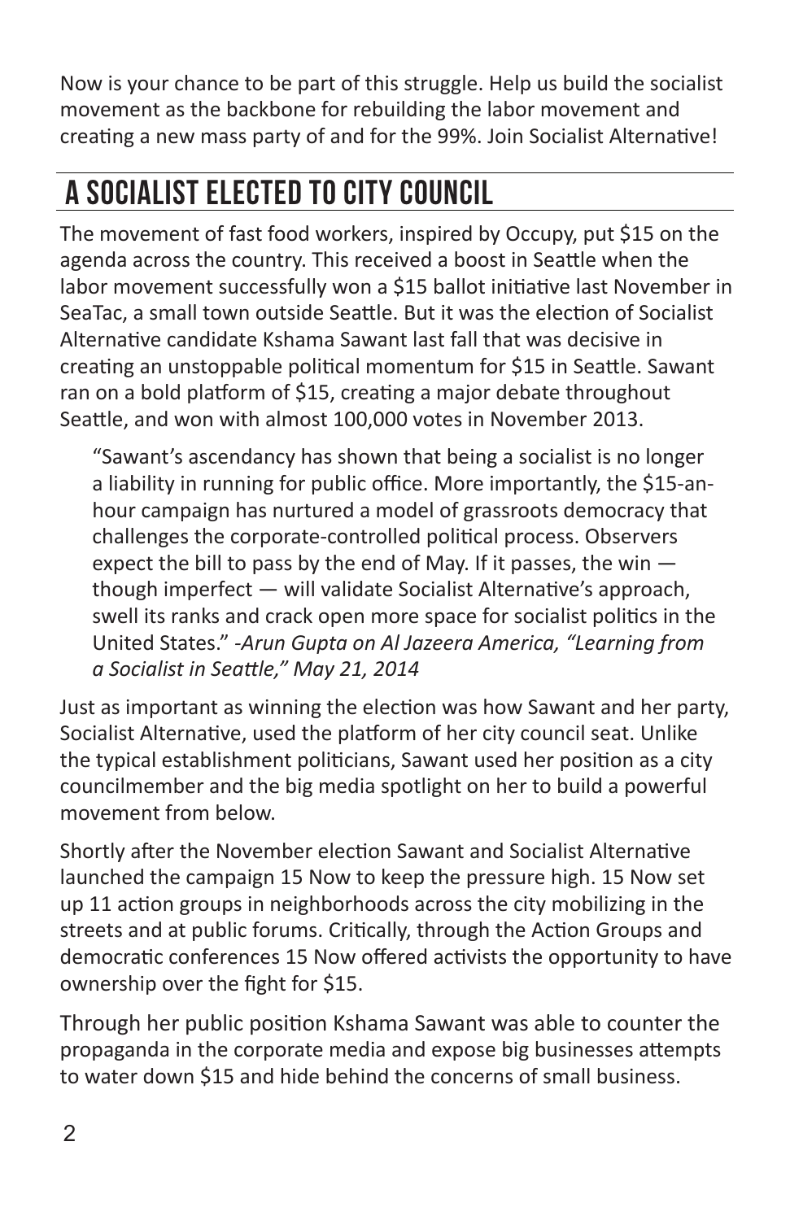Now is your chance to be part of this struggle. Help us build the socialist movement as the backbone for rebuilding the labor movement and creating a new mass party of and for the 99%. Join Socialist Alternative!

## A Socialist Elected to City Council

The movement of fast food workers, inspired by Occupy, put $15 on the agenda across the country. This received a boost in Seattle when the labor movement successfully won a $15 ballot initiative last November in SeaTac, a small town outside Seattle. But it was the election of Socialist Alternative candidate Kshama Sawant last fall that was decisive in creating an unstoppable political momentum for $15 in Seattle. Sawant ran on a bold platform of $15, creating a major debate throughout Seattle, and won with almost 100,000 votes in November 2013.

> "Sawant's ascendancy has shown that being a socialist is no longer a liability in running for public office. More importantly, the $15-an-hour campaign has nurtured a model of grassroots democracy that challenges the corporate-controlled political process. Observers expect the bill to pass by the end of May. If it passes, the win — though imperfect — will validate Socialist Alternative's approach, swell its ranks and crack open more space for socialist politics in the United States." *-Arun Gupta on Al Jazeera America, "Learning from a Socialist in Seattle," May 21, 2014*

Just as important as winning the election was how Sawant and her party, Socialist Alternative, used the platform of her city council seat. Unlike the typical establishment politicians, Sawant used her position as a city councilmember and the big media spotlight on her to build a powerful movement from below.

Shortly after the November election Sawant and Socialist Alternative launched the campaign 15 Now to keep the pressure high. 15 Now set up 11 action groups in neighborhoods across the city mobilizing in the streets and at public forums. Critically, through the Action Groups and democratic conferences 15 Now offered activists the opportunity to have ownership over the fight for $15.

Through her public position Kshama Sawant was able to counter the propaganda in the corporate media and expose big businesses attempts to water down $15 and hide behind the concerns of small business.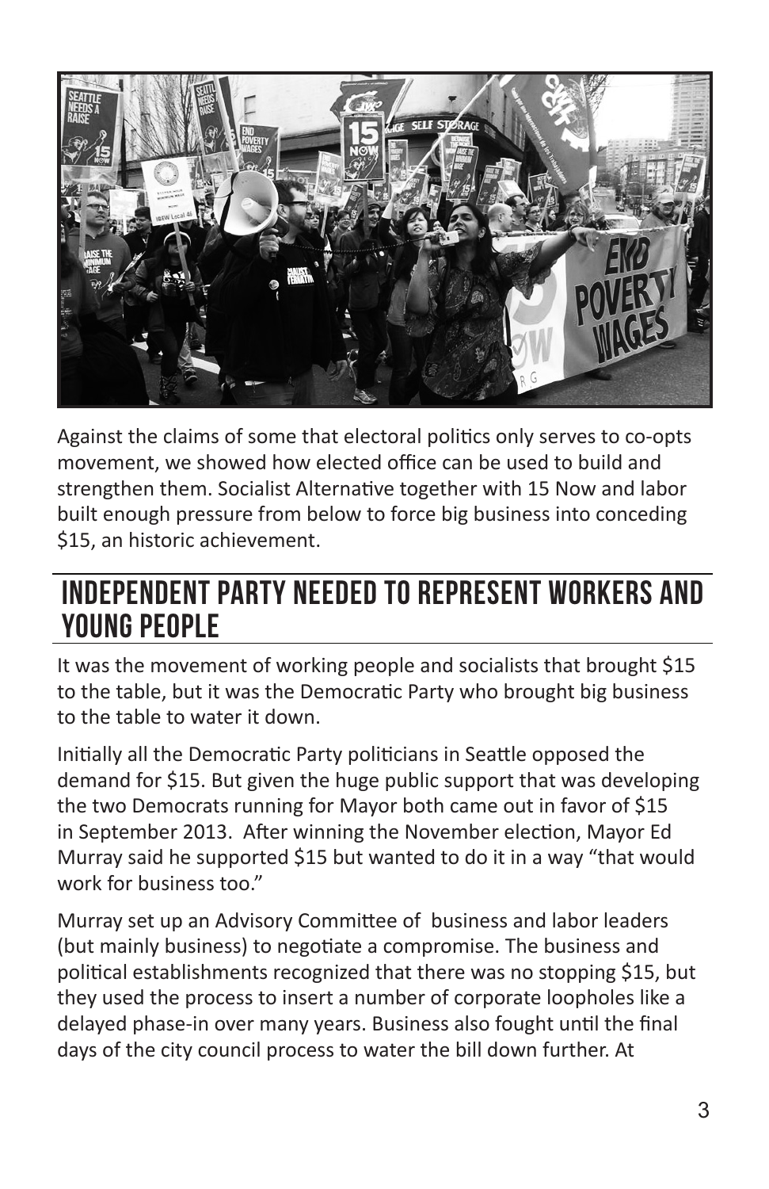Against the claims of some that electoral politics only serves to co-opts movement, we showed how elected office can be used to build and strengthen them. Socialist Alternative together with 15 Now and labor built enough pressure from below to force big business into conceding $15, an historic achievement.

## Independent Party Needed to Represent Workers and Young People

It was the movement of working people and socialists that brought $15 to the table, but it was the Democratic Party who brought big business to the table to water it down.

Initially all the Democratic Party politicians in Seattle opposed the demand for $15. But given the huge public support that was developing the two Democrats running for Mayor both came out in favor of $15 in September 2013. After winning the November election, Mayor Ed Murray said he supported $15 but wanted to do it in a way "that would work for business too."

Murray set up an Advisory Committee of business and labor leaders (but mainly business) to negotiate a compromise. The business and political establishments recognized that there was no stopping $15, but they used the process to insert a number of corporate loopholes like a delayed phase-in over many years. Business also fought until the final days of the city council process to water the bill down further. At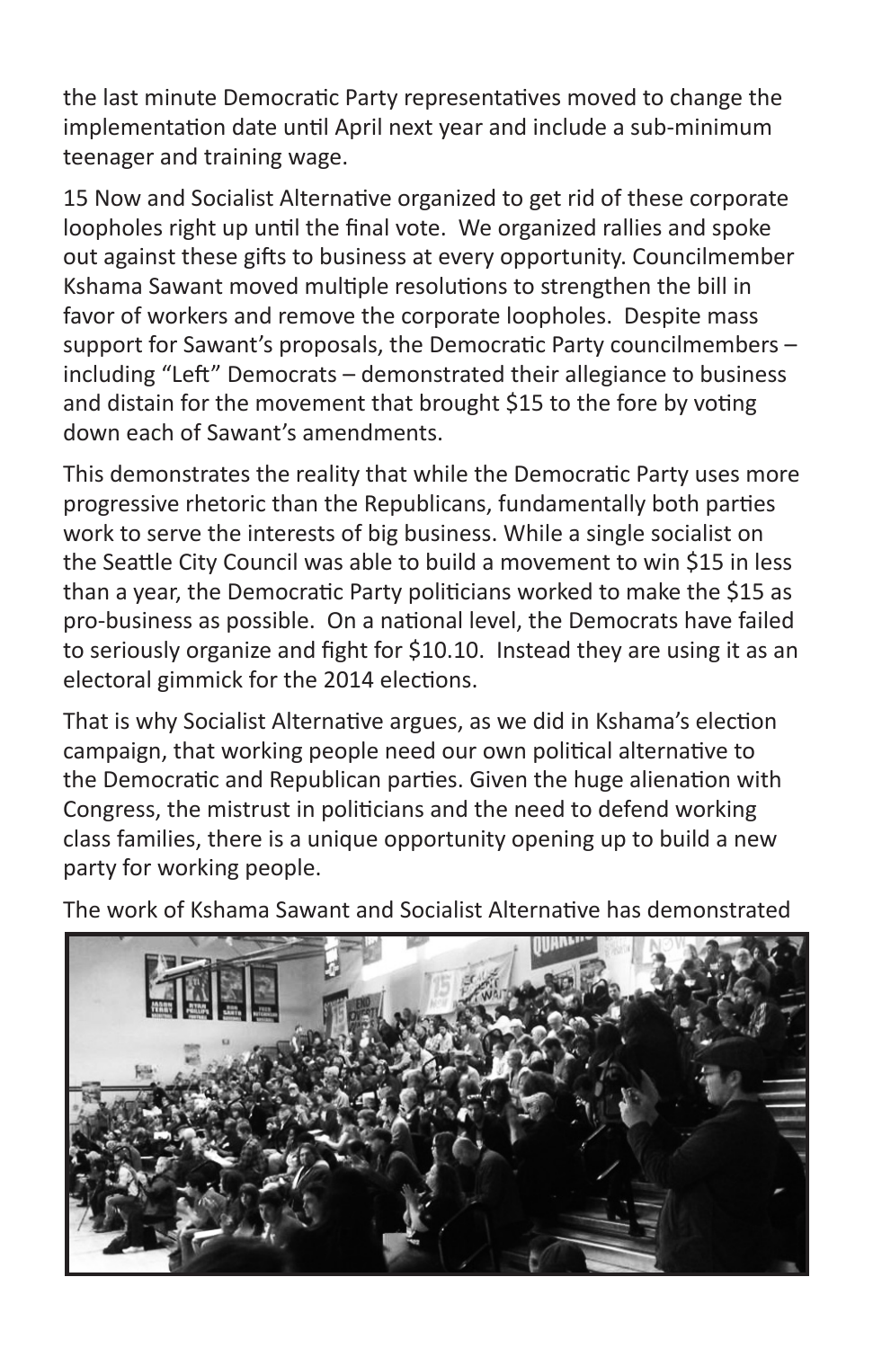the last minute Democratic Party representatives moved to change the implementation date until April next year and include a sub-minimum teenager and training wage.

15 Now and Socialist Alternative organized to get rid of these corporate loopholes right up until the final vote. We organized rallies and spoke out against these gifts to business at every opportunity. Councilmember Kshama Sawant moved multiple resolutions to strengthen the bill in favor of workers and remove the corporate loopholes. Despite mass support for Sawant's proposals, the Democratic Party councilmembers – including "Left" Democrats – demonstrated their allegiance to business and distain for the movement that brought $15 to the fore by voting down each of Sawant's amendments.

This demonstrates the reality that while the Democratic Party uses more progressive rhetoric than the Republicans, fundamentally both parties work to serve the interests of big business. While a single socialist on the Seattle City Council was able to build a movement to win $15 in less than a year, the Democratic Party politicians worked to make the $15 as pro-business as possible. On a national level, the Democrats have failed to seriously organize and fight for $10.10. Instead they are using it as an electoral gimmick for the 2014 elections.

That is why Socialist Alternative argues, as we did in Kshama's election campaign, that working people need our own political alternative to the Democratic and Republican parties. Given the huge alienation with Congress, the mistrust in politicians and the need to defend working class families, there is a unique opportunity opening up to build a new party for working people.

The work of Kshama Sawant and Socialist Alternative has demonstrated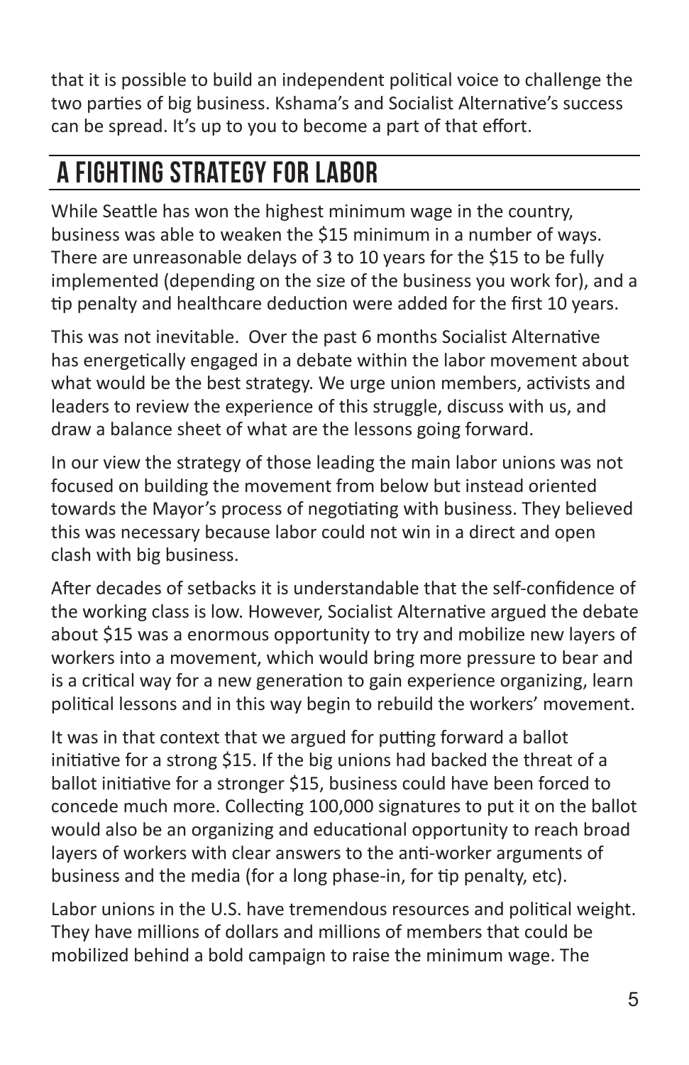that it is possible to build an independent political voice to challenge the two parties of big business. Kshama's and Socialist Alternative's success can be spread. It's up to you to become a part of that effort.

## A Fighting Strategy for Labor

While Seattle has won the highest minimum wage in the country, business was able to weaken the $15 minimum in a number of ways. There are unreasonable delays of 3 to 10 years for the $15 to be fully implemented (depending on the size of the business you work for), and a tip penalty and healthcare deduction were added for the first 10 years.

This was not inevitable. Over the past 6 months Socialist Alternative has energetically engaged in a debate within the labor movement about what would be the best strategy. We urge union members, activists and leaders to review the experience of this struggle, discuss with us, and draw a balance sheet of what are the lessons going forward.

In our view the strategy of those leading the main labor unions was not focused on building the movement from below but instead oriented towards the Mayor's process of negotiating with business. They believed this was necessary because labor could not win in a direct and open clash with big business.

After decades of setbacks it is understandable that the self-confidence of the working class is low. However, Socialist Alternative argued the debate about $15 was a enormous opportunity to try and mobilize new layers of workers into a movement, which would bring more pressure to bear and is a critical way for a new generation to gain experience organizing, learn political lessons and in this way begin to rebuild the workers' movement.

It was in that context that we argued for putting forward a ballot initiative for a strong $15. If the big unions had backed the threat of a ballot initiative for a stronger $15, business could have been forced to concede much more. Collecting 100,000 signatures to put it on the ballot would also be an organizing and educational opportunity to reach broad layers of workers with clear answers to the anti-worker arguments of business and the media (for a long phase-in, for tip penalty, etc).

Labor unions in the U.S. have tremendous resources and political weight. They have millions of dollars and millions of members that could be mobilized behind a bold campaign to raise the minimum wage. The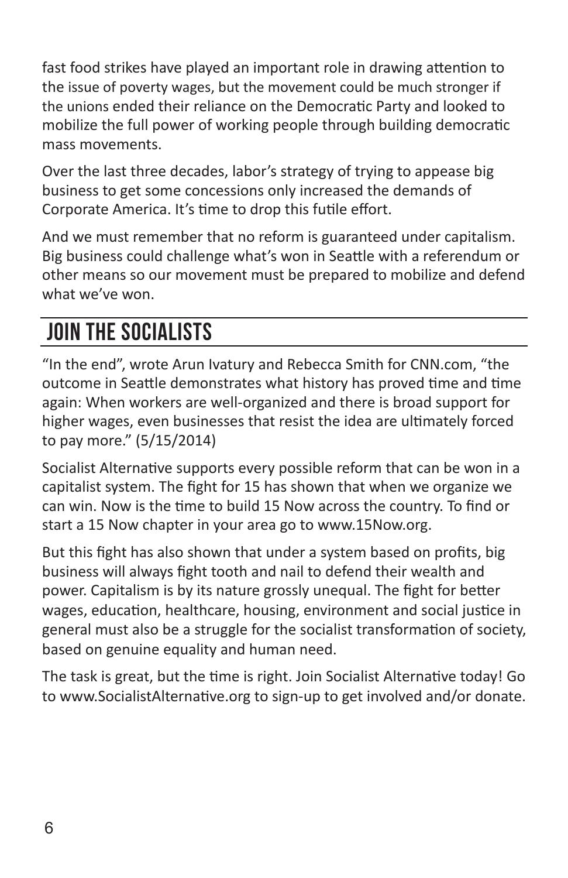fast food strikes have played an important role in drawing attention to the issue of poverty wages, but the movement could be much stronger if the unions ended their reliance on the Democratic Party and looked to mobilize the full power of working people through building democratic mass movements.

Over the last three decades, labor's strategy of trying to appease big business to get some concessions only increased the demands of Corporate America. It's time to drop this futile effort.

And we must remember that no reform is guaranteed under capitalism. Big business could challenge what's won in Seattle with a referendum or other means so our movement must be prepared to mobilize and defend what we've won.

## JOIN THE SOCIALISTS

"In the end", wrote Arun Ivatury and Rebecca Smith for CNN.com, "the outcome in Seattle demonstrates what history has proved time and time again: When workers are well-organized and there is broad support for higher wages, even businesses that resist the idea are ultimately forced to pay more." (5/15/2014)

Socialist Alternative supports every possible reform that can be won in a capitalist system. The fight for 15 has shown that when we organize we can win. Now is the time to build 15 Now across the country. To find or start a 15 Now chapter in your area go to www.15Now.org.

But this fight has also shown that under a system based on profits, big business will always fight tooth and nail to defend their wealth and power. Capitalism is by its nature grossly unequal. The fight for better wages, education, healthcare, housing, environment and social justice in general must also be a struggle for the socialist transformation of society, based on genuine equality and human need.

The task is great, but the time is right. Join Socialist Alternative today! Go to www.SocialistAlternative.org to sign-up to get involved and/or donate.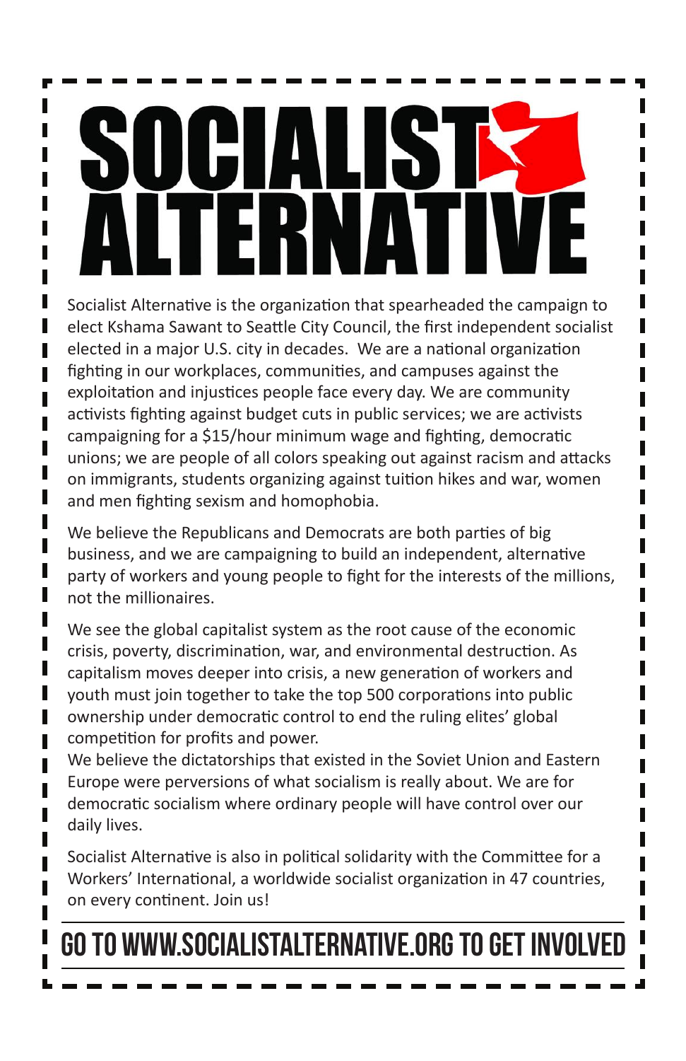# SOCIALIST ALTERNATIVE

Socialist Alternative is the organization that spearheaded the campaign to elect Kshama Sawant to Seattle City Council, the first independent socialist elected in a major U.S. city in decades. We are a national organization fighting in our workplaces, communities, and campuses against the exploitation and injustices people face every day. We are community activists fighting against budget cuts in public services; we are activists campaigning for a $15/hour minimum wage and fighting, democratic unions; we are people of all colors speaking out against racism and attacks on immigrants, students organizing against tuition hikes and war, women and men fighting sexism and homophobia.

We believe the Republicans and Democrats are both parties of big business, and we are campaigning to build an independent, alternative party of workers and young people to fight for the interests of the millions, not the millionaires.

We see the global capitalist system as the root cause of the economic crisis, poverty, discrimination, war, and environmental destruction. As capitalism moves deeper into crisis, a new generation of workers and youth must join together to take the top 500 corporations into public ownership under democratic control to end the ruling elites' global competition for profits and power.

We believe the dictatorships that existed in the Soviet Union and Eastern Europe were perversions of what socialism is really about. We are for democratic socialism where ordinary people will have control over our daily lives.

Socialist Alternative is also in political solidarity with the Committee for a Workers' International, a worldwide socialist organization in 47 countries, on every continent. Join us!

**GO TO WWW.SOCIALISTALTERNATIVE.ORG TO GET INVOLVED**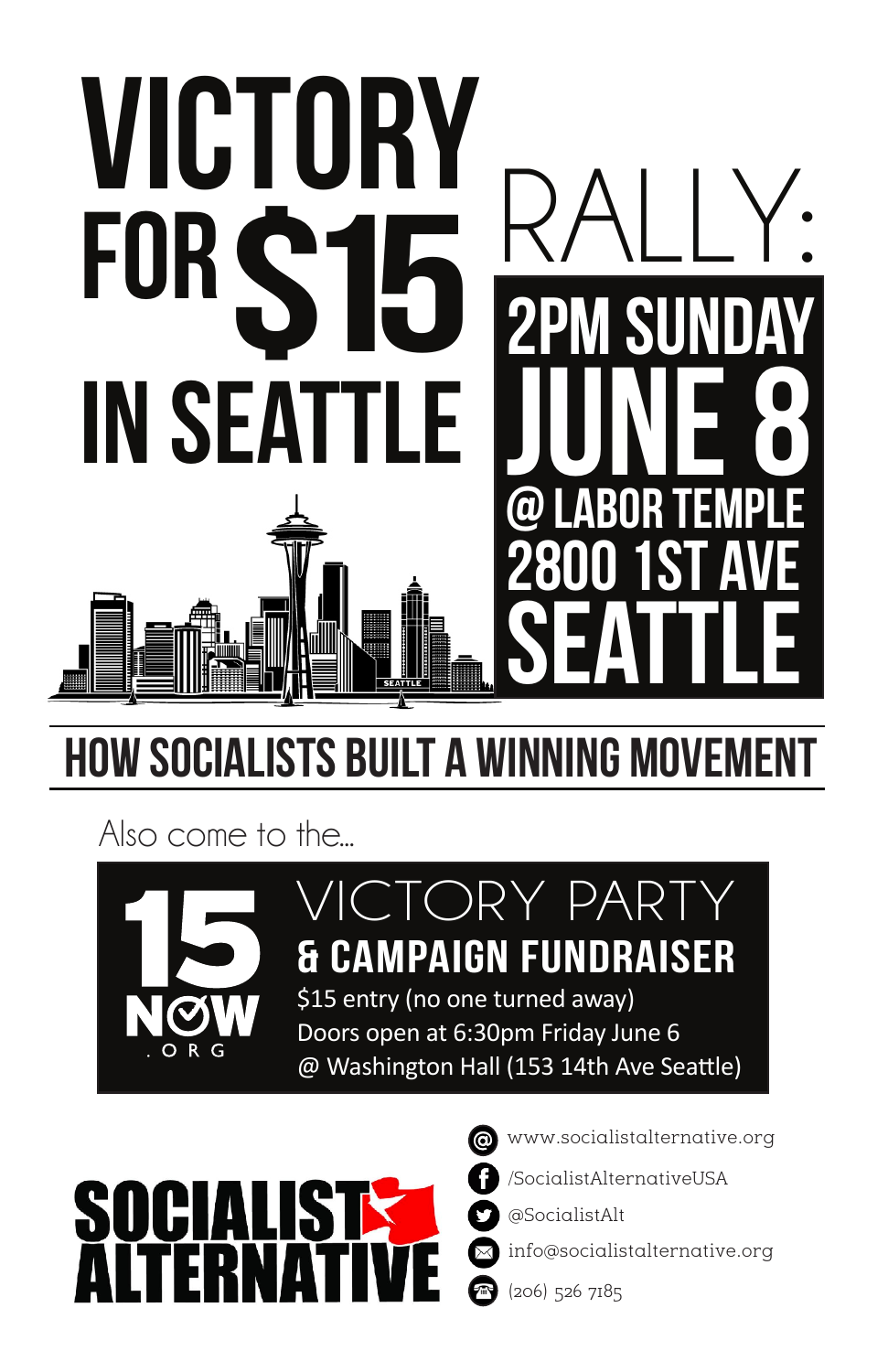# VICTORY FOR $15 IN SEATTLE

# RALLY:

## 2PM SUNDAY JUNE 8

## @ LABOR TEMPLE 2800 1ST AVE SEATTLE

## HOW SOCIALISTS BUILT A WINNING MOVEMENT

Also come to the...

15 NOW .ORG

### VICTORY PARTY

### & CAMPAIGN FUNDRAISER

$15 entry (no one turned away)
Doors open at 6:30pm Friday June 6
@ Washington Hall (153 14th Ave Seattle)

**SOCIALIST ALTERNATIVE**

www.socialistalternative.org
/SocialistAlternativeUSA
@SocialistAlt
info@socialistalternative.org
(206) 526 7185